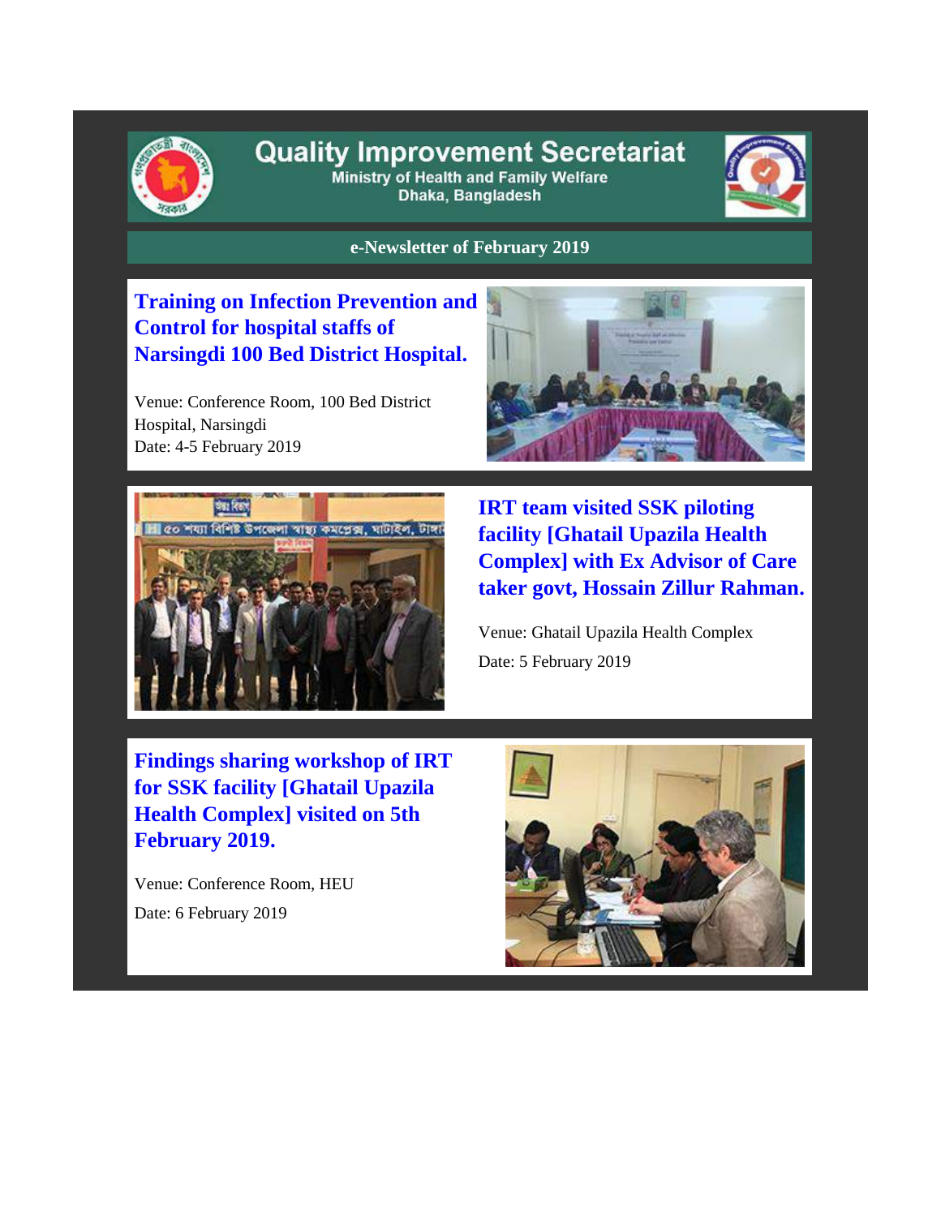# Quality Improvement Secretariat

Ministry of Health and Family Welfare
Dhaka, Bangladesh

## e-Newsletter of February 2019

### Training on Infection Prevention and Control for hospital staffs of Narsingdi 100 Bed District Hospital.

Venue: Conference Room, 100 Bed District Hospital, Narsingdi
Date: 4-5 February 2019

### IRT team visited SSK piloting facility [Ghatail Upazila Health Complex] with Ex Advisor of Care taker govt, Hossain Zillur Rahman.

Venue: Ghatail Upazila Health Complex

Date: 5 February 2019

### Findings sharing workshop of IRT for SSK facility [Ghatail Upazila Health Complex] visited on 5th February 2019.

Venue: Conference Room, HEU

Date: 6 February 2019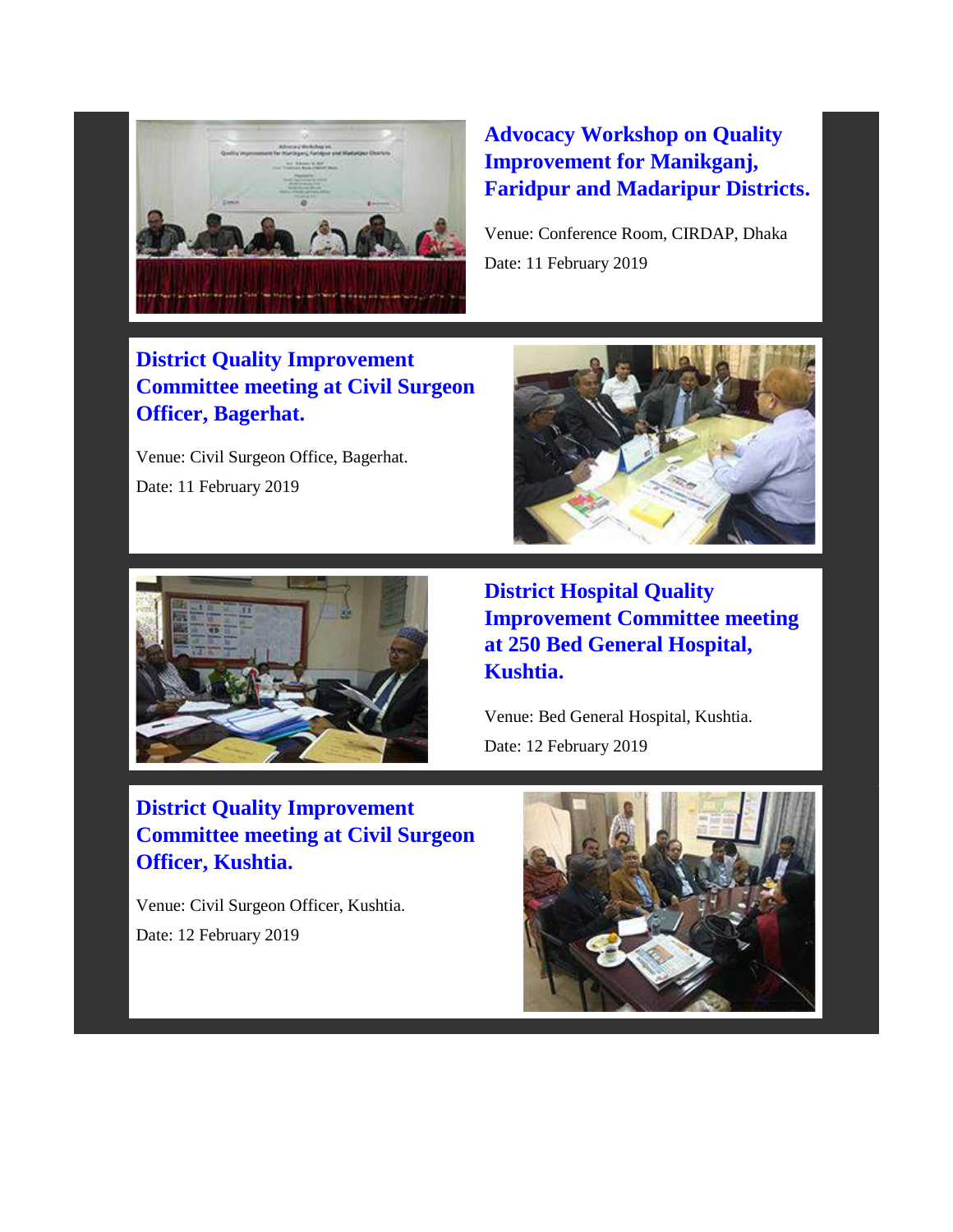### Advocacy Workshop on Quality Improvement for Manikganj, Faridpur and Madaripur Districts.

Venue: Conference Room, CIRDAP, Dhaka

Date: 11 February 2019

### District Quality Improvement Committee meeting at Civil Surgeon Officer, Bagerhat.

Venue: Civil Surgeon Office, Bagerhat.

Date: 11 February 2019

### District Hospital Quality Improvement Committee meeting at 250 Bed General Hospital, Kushtia.

Venue: Bed General Hospital, Kushtia.

Date: 12 February 2019

### District Quality Improvement Committee meeting at Civil Surgeon Officer, Kushtia.

Venue: Civil Surgeon Officer, Kushtia.

Date: 12 February 2019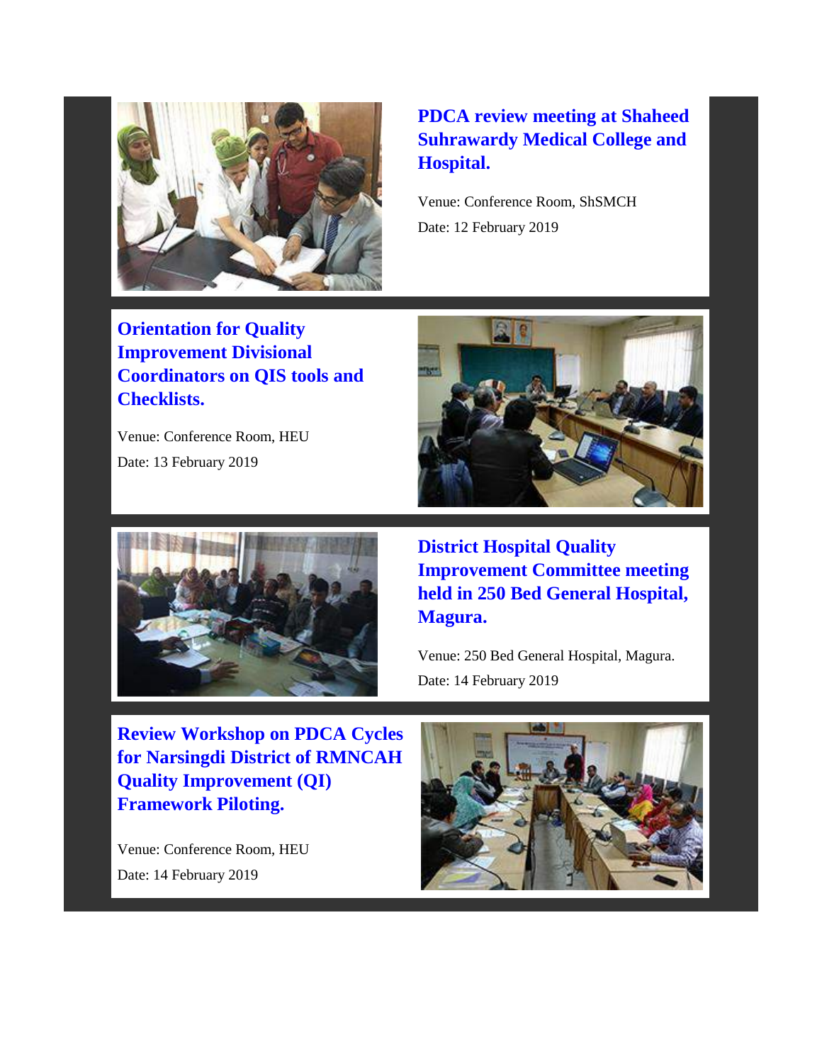### PDCA review meeting at Shaheed Suhrawardy Medical College and Hospital.

Venue: Conference Room, ShSMCH

Date: 12 February 2019

### Orientation for Quality Improvement Divisional Coordinators on QIS tools and Checklists.

Venue: Conference Room, HEU

Date: 13 February 2019

### District Hospital Quality Improvement Committee meeting held in 250 Bed General Hospital, Magura.

Venue: 250 Bed General Hospital, Magura.

Date: 14 February 2019

### Review Workshop on PDCA Cycles for Narsingdi District of RMNCAH Quality Improvement (QI) Framework Piloting.

Venue: Conference Room, HEU

Date: 14 February 2019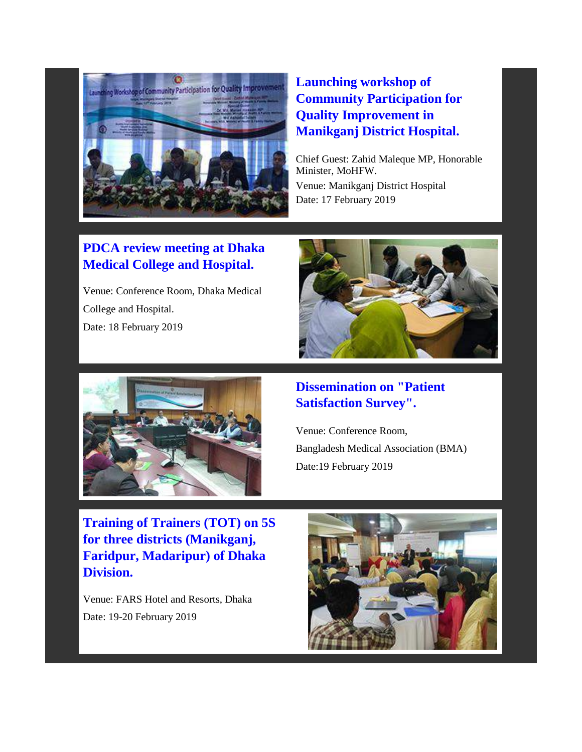### Launching workshop of Community Participation for Quality Improvement in Manikganj District Hospital.

Chief Guest: Zahid Maleque MP, Honorable Minister, MoHFW.
Venue: Manikganj District Hospital
Date: 17 February 2019

### PDCA review meeting at Dhaka Medical College and Hospital.

Venue: Conference Room, Dhaka Medical College and Hospital.
Date: 18 February 2019

### Dissemination on "Patient Satisfaction Survey".

Venue: Conference Room, Bangladesh Medical Association (BMA)
Date:19 February 2019

### Training of Trainers (TOT) on 5S for three districts (Manikganj, Faridpur, Madaripur) of Dhaka Division.

Venue: FARS Hotel and Resorts, Dhaka
Date: 19-20 February 2019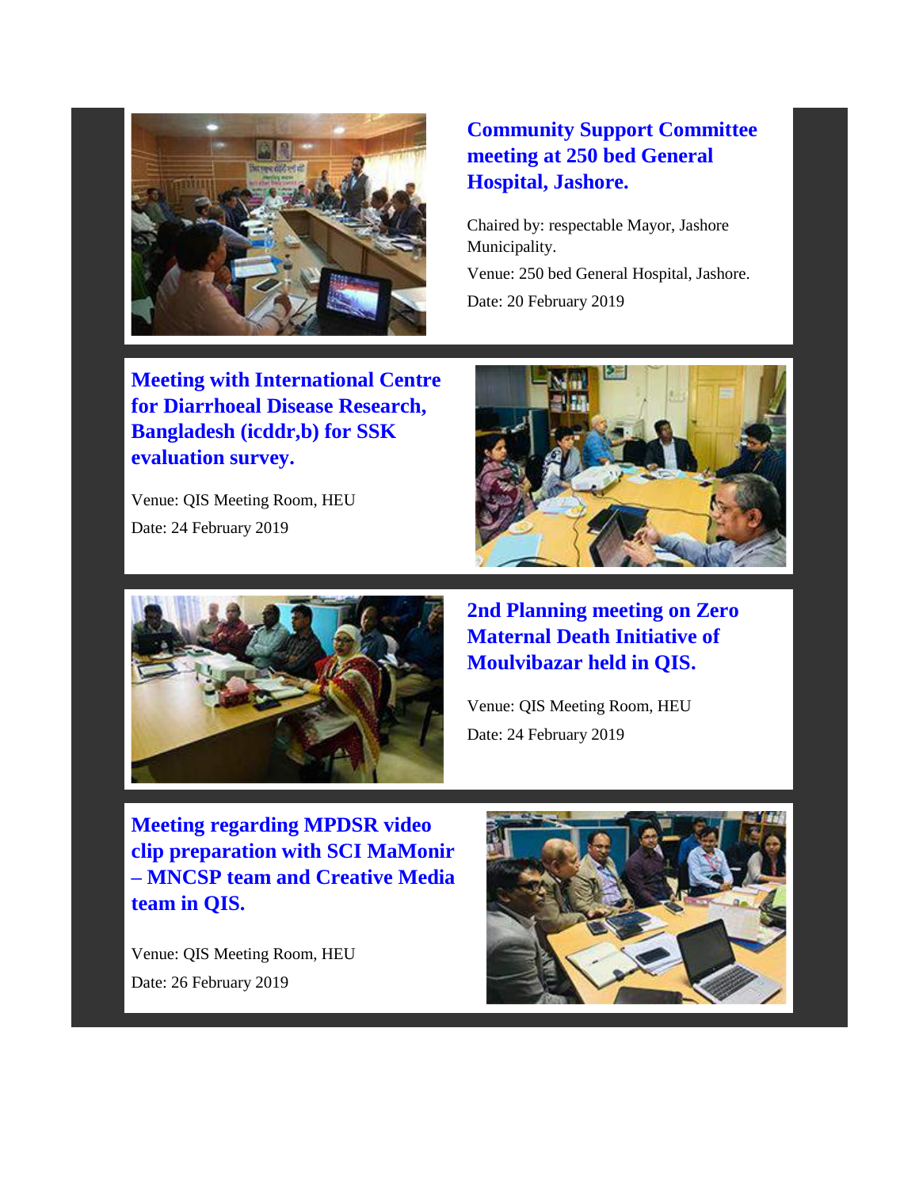### Community Support Committee meeting at 250 bed General Hospital, Jashore.

Chaired by: respectable Mayor, Jashore Municipality.

Venue: 250 bed General Hospital, Jashore.

Date: 20 February 2019

### Meeting with International Centre for Diarrhoeal Disease Research, Bangladesh (icddr,b) for SSK evaluation survey.

Venue: QIS Meeting Room, HEU

Date: 24 February 2019

### 2nd Planning meeting on Zero Maternal Death Initiative of Moulvibazar held in QIS.

Venue: QIS Meeting Room, HEU

Date: 24 February 2019

### Meeting regarding MPDSR video clip preparation with SCI MaMonir – MNCSP team and Creative Media team in QIS.

Venue: QIS Meeting Room, HEU

Date: 26 February 2019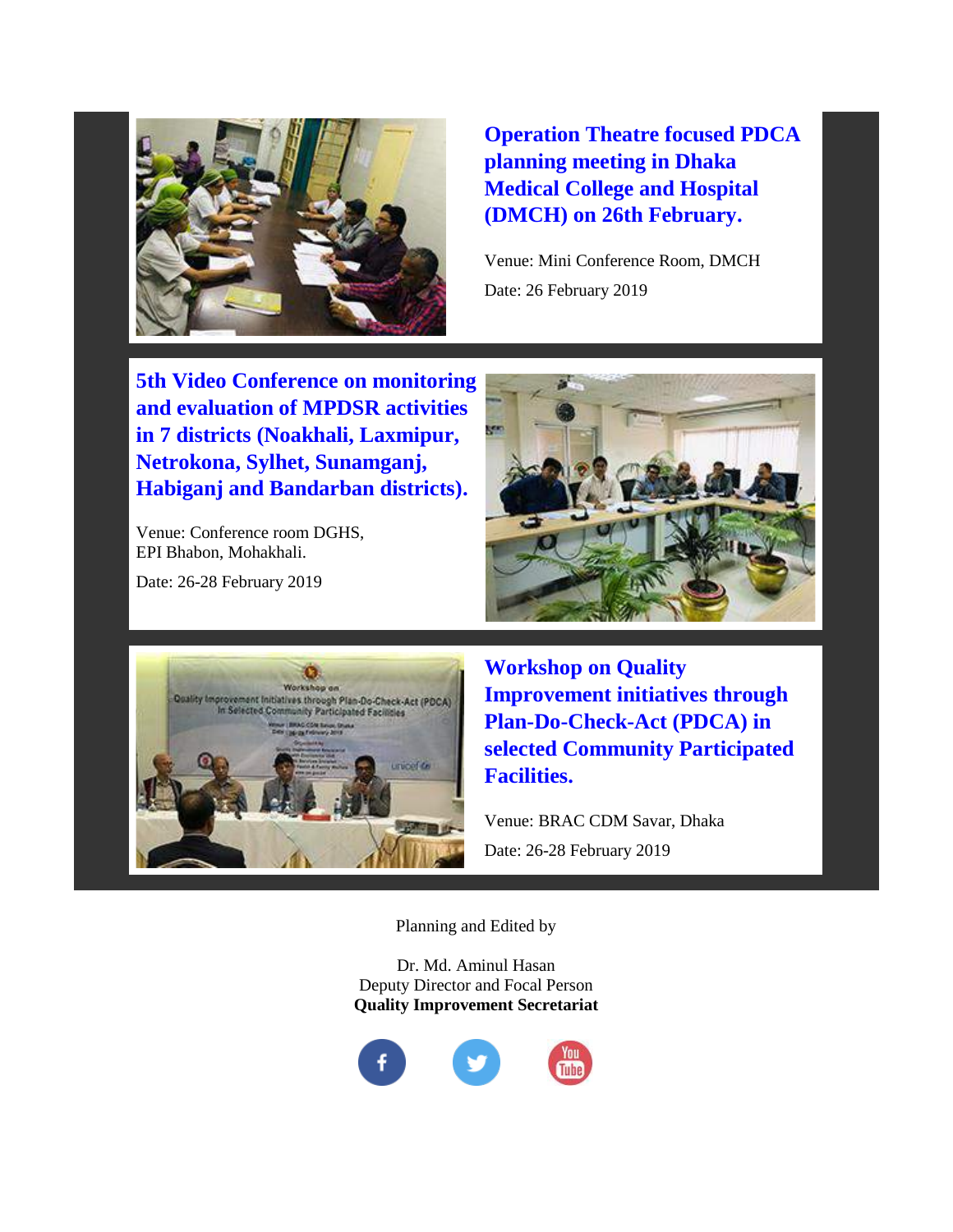## Operation Theatre focused PDCA planning meeting in Dhaka Medical College and Hospital (DMCH) on 26th February.

Venue: Mini Conference Room, DMCH

Date: 26 February 2019

## 5th Video Conference on monitoring and evaluation of MPDSR activities in 7 districts (Noakhali, Laxmipur, Netrokona, Sylhet, Sunamganj, Habiganj and Bandarban districts).

Venue: Conference room DGHS,
EPI Bhabon, Mohakhali.

Date: 26-28 February 2019

## Workshop on Quality Improvement initiatives through Plan-Do-Check-Act (PDCA) in selected Community Participated Facilities.

Venue: BRAC CDM Savar, Dhaka

Date: 26-28 February 2019

Planning and Edited by

Dr. Md. Aminul Hasan
Deputy Director and Focal Person
**Quality Improvement Secretariat**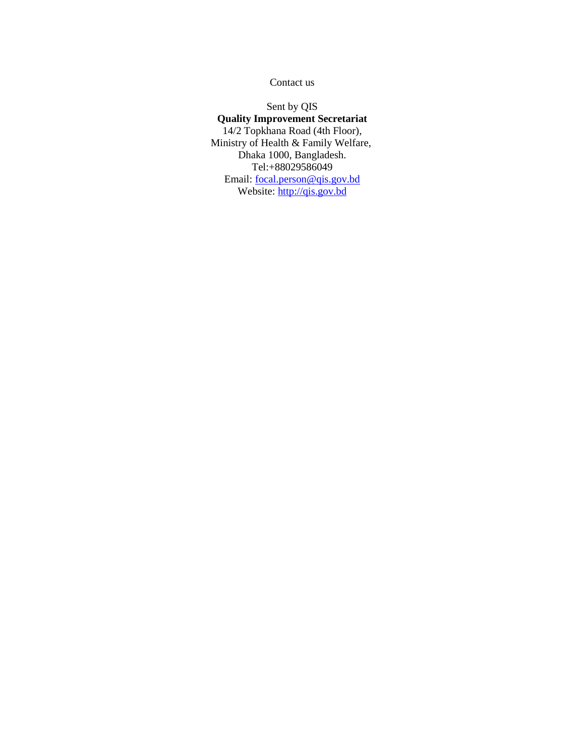Contact us

Sent by QIS
**Quality Improvement Secretariat**
14/2 Topkhana Road (4th Floor),
Ministry of Health & Family Welfare,
Dhaka 1000, Bangladesh.
Tel:+88029586049
Email: [focal.person@qis.gov.bd](mailto:focal.person@qis.gov.bd)
Website: [http://qis.gov.bd](http://qis.gov.bd)